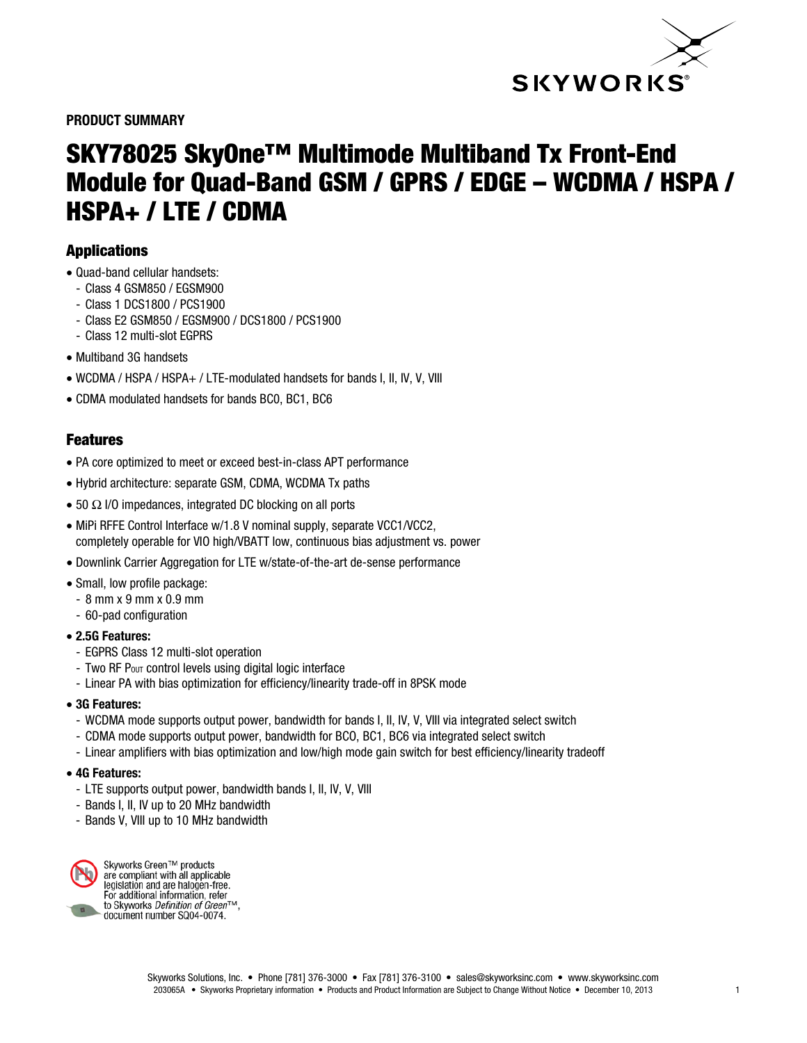**PRODUCT SUMMARY**

# SKY78025 SkyOne™ Multimode Multiband Tx Front-End Module for Quad-Band GSM / GPRS / EDGE – WCDMA / HSPA / HSPA+ / LTE / CDMA

## Applications

- Quad-band cellular handsets:
  - Class 4 GSM850 / EGSM900
  - Class 1 DCS1800 / PCS1900
  - Class E2 GSM850 / EGSM900 / DCS1800 / PCS1900
  - Class 12 multi-slot EGPRS
- Multiband 3G handsets
- WCDMA / HSPA / HSPA+ / LTE-modulated handsets for bands I, II, IV, V, VIII
- CDMA modulated handsets for bands BC0, BC1, BC6

## Features

- PA core optimized to meet or exceed best-in-class APT performance
- Hybrid architecture: separate GSM, CDMA, WCDMA Tx paths
- 50 Ω I/O impedances, integrated DC blocking on all ports
- MiPi RFFE Control Interface w/1.8 V nominal supply, separate VCC1/VCC2, completely operable for VIO high/VBATT low, continuous bias adjustment vs. power
- Downlink Carrier Aggregation for LTE w/state-of-the-art de-sense performance
- Small, low profile package:
  - 8 mm x 9 mm x 0.9 mm
  - 60-pad configuration
- **2.5G Features:**
  - EGPRS Class 12 multi-slot operation
  - Two RF $P_{OUT}$ control levels using digital logic interface
  - Linear PA with bias optimization for efficiency/linearity trade-off in 8PSK mode
- **3G Features:**
  - WCDMA mode supports output power, bandwidth for bands I, II, IV, V, VIII via integrated select switch
  - CDMA mode supports output power, bandwidth for BCO, BC1, BC6 via integrated select switch
  - Linear amplifiers with bias optimization and low/high mode gain switch for best efficiency/linearity tradeoff
- **4G Features:**
  - LTE supports output power, bandwidth bands I, II, IV, V, VIII
  - Bands I, II, IV up to 20 MHz bandwidth
  - Bands V, VIII up to 10 MHz bandwidth

Skyworks Green™ products are compliant with all applicable legislation and are halogen-free. For additional information, refer to Skyworks *Definition of Green™*, document number SQ04-0074.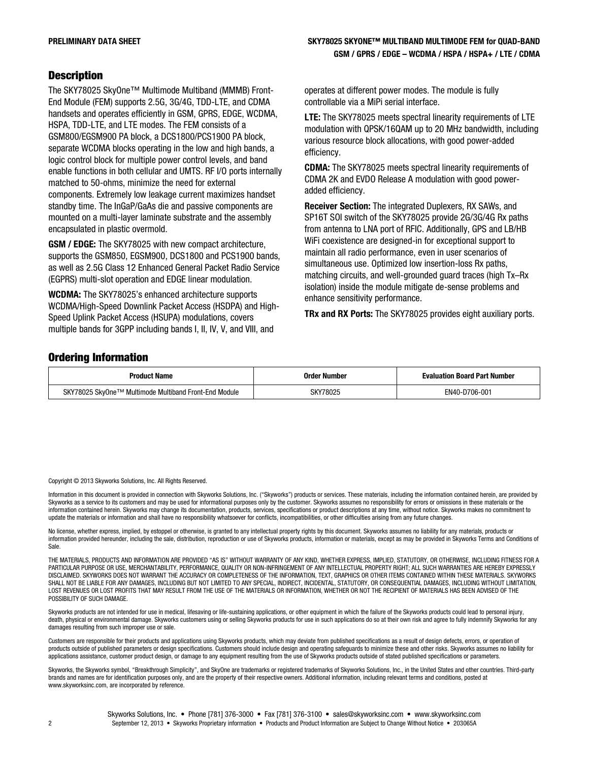## Description

The SKY78025 SkyOne™ Multimode Multiband (MMMB) Front-End Module (FEM) supports 2.5G, 3G/4G, TDD-LTE, and CDMA handsets and operates efficiently in GSM, GPRS, EDGE, WCDMA, HSPA, TDD-LTE, and LTE modes. The FEM consists of a GSM800/EGSM900 PA block, a DCS1800/PCS1900 PA block, separate WCDMA blocks operating in the low and high bands, a logic control block for multiple power control levels, and band enable functions in both cellular and UMTS. RF I/O ports internally matched to 50-ohms, minimize the need for external components. Extremely low leakage current maximizes handset standby time. The InGaP/GaAs die and passive components are mounted on a multi-layer laminate substrate and the assembly encapsulated in plastic overmold.

**GSM / EDGE:** The SKY78025 with new compact architecture, supports the GSM850, EGSM900, DCS1800 and PCS1900 bands, as well as 2.5G Class 12 Enhanced General Packet Radio Service (EGPRS) multi-slot operation and EDGE linear modulation.

**WCDMA:** The SKY78025's enhanced architecture supports WCDMA/High-Speed Downlink Packet Access (HSDPA) and High-Speed Uplink Packet Access (HSUPA) modulations, covers multiple bands for 3GPP including bands I, II, IV, V, and VIII, and operates at different power modes. The module is fully controllable via a MiPi serial interface.

**LTE:** The SKY78025 meets spectral linearity requirements of LTE modulation with QPSK/16QAM up to 20 MHz bandwidth, including various resource block allocations, with good power-added efficiency.

**CDMA:** The SKY78025 meets spectral linearity requirements of CDMA 2K and EVDO Release A modulation with good power-added efficiency.

**Receiver Section:** The integrated Duplexers, RX SAWs, and SP16T SOI switch of the SKY78025 provide 2G/3G/4G Rx paths from antenna to LNA port of RFIC. Additionally, GPS and LB/HB WiFi coexistence are designed-in for exceptional support to maintain all radio performance, even in user scenarios of simultaneous use. Optimized low insertion-loss Rx paths, matching circuits, and well-grounded guard traces (high Tx–Rx isolation) inside the module mitigate de-sense problems and enhance sensitivity performance.

**TRx and RX Ports:** The SKY78025 provides eight auxiliary ports.

## Ordering Information

| Product Name | Order Number | Evaluation Board Part Number |
|---|---|---|
| SKY78025 SkyOne™ Multimode Multiband Front-End Module | SKY78025 | EN40-D706-001 |

Copyright © 2013 Skyworks Solutions, Inc. All Rights Reserved.

Information in this document is provided in connection with Skyworks Solutions, Inc. ("Skyworks") products or services. These materials, including the information contained herein, are provided by Skyworks as a service to its customers and may be used for informational purposes only by the customer. Skyworks assumes no responsibility for errors or omissions in these materials or the information contained herein. Skyworks may change its documentation, products, services, specifications or product descriptions at any time, without notice. Skyworks makes no commitment to update the materials or information and shall have no responsibility whatsoever for conflicts, incompatibilities, or other difficulties arising from any future changes.

No license, whether express, implied, by estoppel or otherwise, is granted to any intellectual property rights by this document. Skyworks assumes no liability for any materials, products or information provided hereunder, including the sale, distribution, reproduction or use of Skyworks products, information or materials, except as may be provided in Skyworks Terms and Conditions of Sale.

THE MATERIALS, PRODUCTS AND INFORMATION ARE PROVIDED "AS IS" WITHOUT WARRANTY OF ANY KIND, WHETHER EXPRESS, IMPLIED, STATUTORY, OR OTHERWISE, INCLUDING FITNESS FOR A PARTICULAR PURPOSE OR USE, MERCHANTABILITY, PERFORMANCE, QUALITY OR NON-INFRINGEMENT OF ANY INTELLECTUAL PROPERTY RIGHT; ALL SUCH WARRANTIES ARE HEREBY EXPRESSLY DISCLAIMED. SKYWORKS DOES NOT WARRANT THE ACCURACY OR COMPLETENESS OF THE INFORMATION, TEXT, GRAPHICS OR OTHER ITEMS CONTAINED WITHIN THESE MATERIALS. SKYWORKS SHALL NOT BE LIABLE FOR ANY DAMAGES, INCLUDING BUT NOT LIMITED TO ANY SPECIAL, INDIRECT, INCIDENTAL, STATUTORY, OR CONSEQUENTIAL DAMAGES, INCLUDING WITHOUT LIMITATION, LOST REVENUES OR LOST PROFITS THAT MAY RESULT FROM THE USE OF THE MATERIALS OR INFORMATION, WHETHER OR NOT THE RECIPIENT OF MATERIALS HAS BEEN ADVISED OF THE POSSIBILITY OF SUCH DAMAGE.

Skyworks products are not intended for use in medical, lifesaving or life-sustaining applications, or other equipment in which the failure of the Skyworks products could lead to personal injury, death, physical or environmental damage. Skyworks customers using or selling Skyworks products for use in such applications do so at their own risk and agree to fully indemnify Skyworks for any damages resulting from such improper use or sale.

Customers are responsible for their products and applications using Skyworks products, which may deviate from published specifications as a result of design defects, errors, or operation of products outside of published parameters or design specifications. Customers should include design and operating safeguards to minimize these and other risks. Skyworks assumes no liability for applications assistance, customer product design, or damage to any equipment resulting from the use of Skyworks products outside of stated published specifications or parameters.

Skyworks, the Skyworks symbol, "Breakthrough Simplicity", and SkyOne are trademarks or registered trademarks of Skyworks Solutions, Inc., in the United States and other countries. Third-party brands and names are for identification purposes only, and are the property of their respective owners. Additional information, including relevant terms and conditions, posted at www.skyworksinc.com, are incorporated by reference.